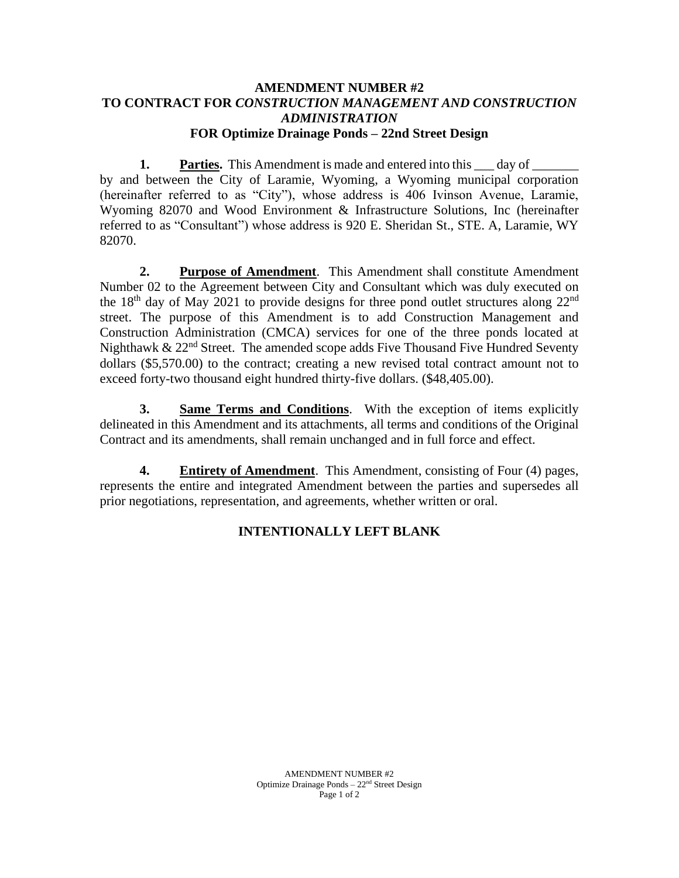# AMENDMENT NUMBER #2
# TO CONTRACT FOR *CONSTRUCTION MANAGEMENT AND CONSTRUCTION ADMINISTRATION*
# FOR Optimize Drainage Ponds – 22nd Street Design

**1. Parties.** This Amendment is made and entered into this ___ day of _______ by and between the City of Laramie, Wyoming, a Wyoming municipal corporation (hereinafter referred to as "City"), whose address is 406 Ivinson Avenue, Laramie, Wyoming 82070 and Wood Environment & Infrastructure Solutions, Inc (hereinafter referred to as "Consultant") whose address is 920 E. Sheridan St., STE. A, Laramie, WY 82070.

**2. Purpose of Amendment**. This Amendment shall constitute Amendment Number 02 to the Agreement between City and Consultant which was duly executed on the 18th day of May 2021 to provide designs for three pond outlet structures along 22nd street. The purpose of this Amendment is to add Construction Management and Construction Administration (CMCA) services for one of the three ponds located at Nighthawk & 22nd Street. The amended scope adds Five Thousand Five Hundred Seventy dollars ($5,570.00) to the contract; creating a new revised total contract amount not to exceed forty-two thousand eight hundred thirty-five dollars. ($48,405.00).

**3. Same Terms and Conditions**. With the exception of items explicitly delineated in this Amendment and its attachments, all terms and conditions of the Original Contract and its amendments, shall remain unchanged and in full force and effect.

**4. Entirety of Amendment**. This Amendment, consisting of Four (4) pages, represents the entire and integrated Amendment between the parties and supersedes all prior negotiations, representation, and agreements, whether written or oral.

**INTENTIONALLY LEFT BLANK**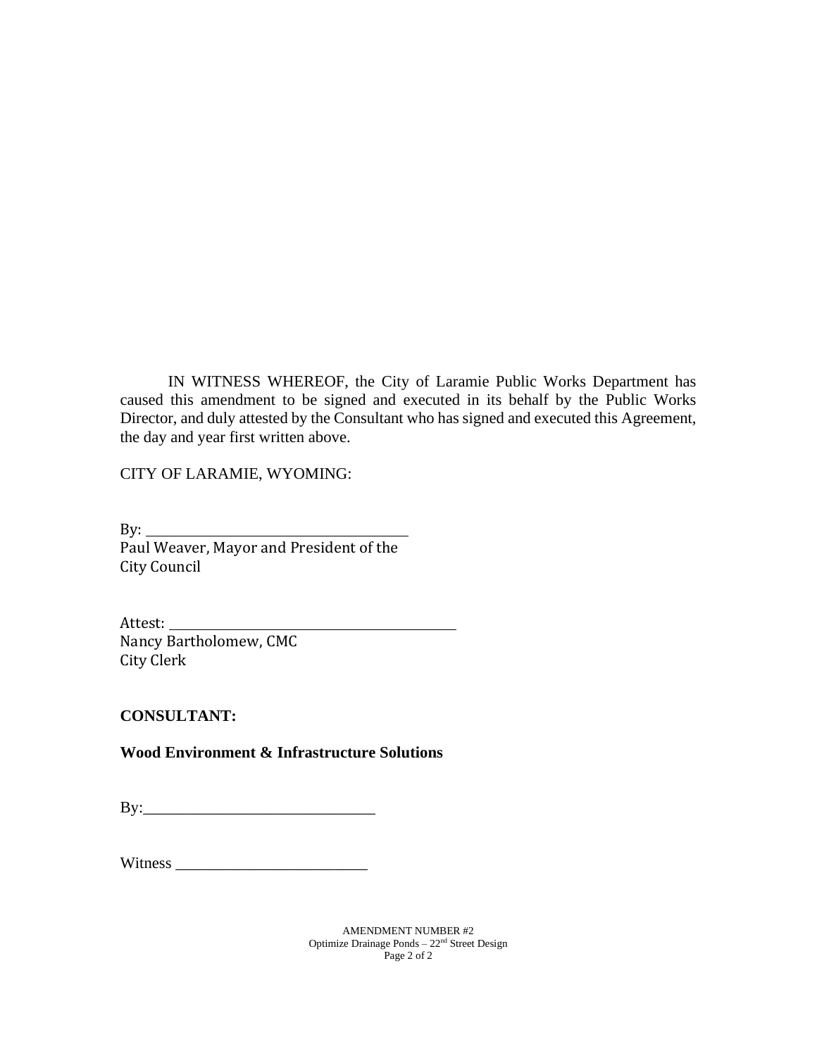IN WITNESS WHEREOF, the City of Laramie Public Works Department has caused this amendment to be signed and executed in its behalf by the Public Works Director, and duly attested by the Consultant who has signed and executed this Agreement, the day and year first written above.

CITY OF LARAMIE, WYOMING:

By: ______________________________________
Paul Weaver, Mayor and President of the City Council

Attest: ___________________________________________
Nancy Bartholomew, CMC
City Clerk

**CONSULTANT:**

**Wood Environment & Infrastructure Solutions**

By:______________________________

Witness ________________________

AMENDMENT NUMBER #2
Optimize Drainage Ponds – 22nd Street Design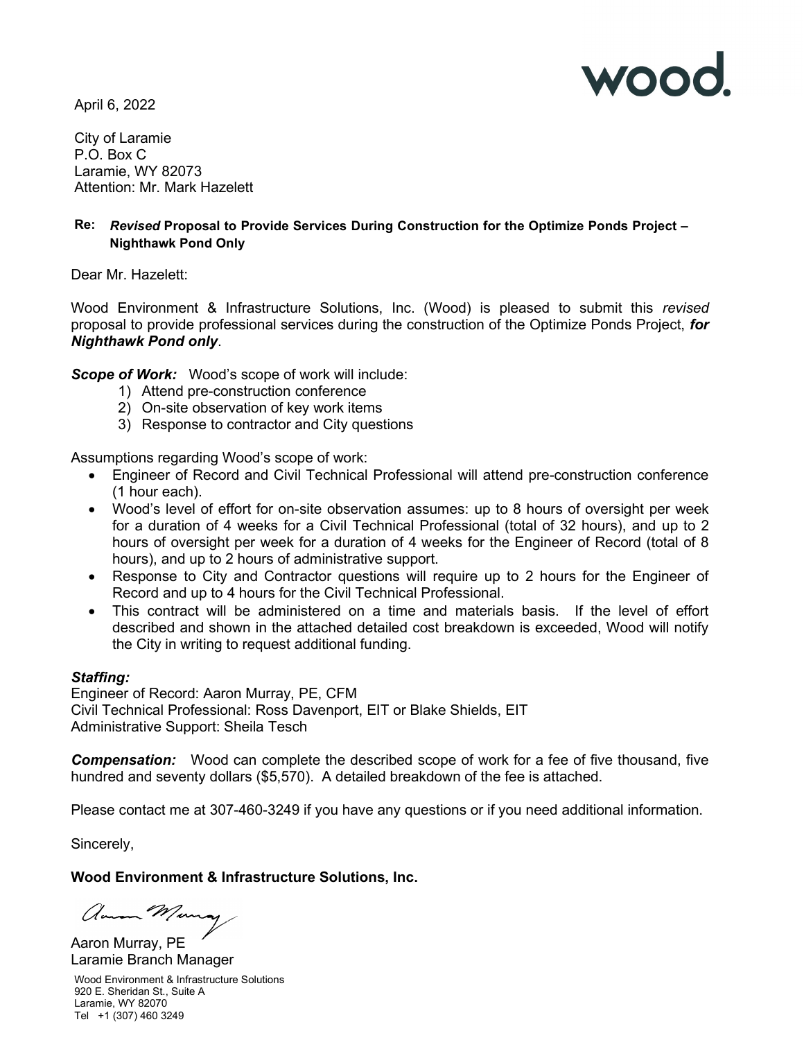wood.

April 6, 2022

City of Laramie
P.O. Box C
Laramie, WY 82073
Attention: Mr. Mark Hazelett

**Re:** ***Revised*** **Proposal to Provide Services During Construction for the Optimize Ponds Project – Nighthawk Pond Only**

Dear Mr. Hazelett:

Wood Environment & Infrastructure Solutions, Inc. (Wood) is pleased to submit this *revised* proposal to provide professional services during the construction of the Optimize Ponds Project, ***for Nighthawk Pond only***.

***Scope of Work:*** Wood's scope of work will include:

1) Attend pre-construction conference
2) On-site observation of key work items
3) Response to contractor and City questions

Assumptions regarding Wood's scope of work:

- Engineer of Record and Civil Technical Professional will attend pre-construction conference (1 hour each).
- Wood's level of effort for on-site observation assumes: up to 8 hours of oversight per week for a duration of 4 weeks for a Civil Technical Professional (total of 32 hours), and up to 2 hours of oversight per week for a duration of 4 weeks for the Engineer of Record (total of 8 hours), and up to 2 hours of administrative support.
- Response to City and Contractor questions will require up to 2 hours for the Engineer of Record and up to 4 hours for the Civil Technical Professional.
- This contract will be administered on a time and materials basis. If the level of effort described and shown in the attached detailed cost breakdown is exceeded, Wood will notify the City in writing to request additional funding.

***Staffing:***
Engineer of Record: Aaron Murray, PE, CFM
Civil Technical Professional: Ross Davenport, EIT or Blake Shields, EIT
Administrative Support: Sheila Tesch

***Compensation:*** Wood can complete the described scope of work for a fee of five thousand, five hundred and seventy dollars ($5,570). A detailed breakdown of the fee is attached.

Please contact me at 307-460-3249 if you have any questions or if you need additional information.

Sincerely,

**Wood Environment & Infrastructure Solutions, Inc.**

Aaron Murray, PE
Laramie Branch Manager

Wood Environment & Infrastructure Solutions
920 E. Sheridan St., Suite A
Laramie, WY 82070
Tel +1 (307) 460 3249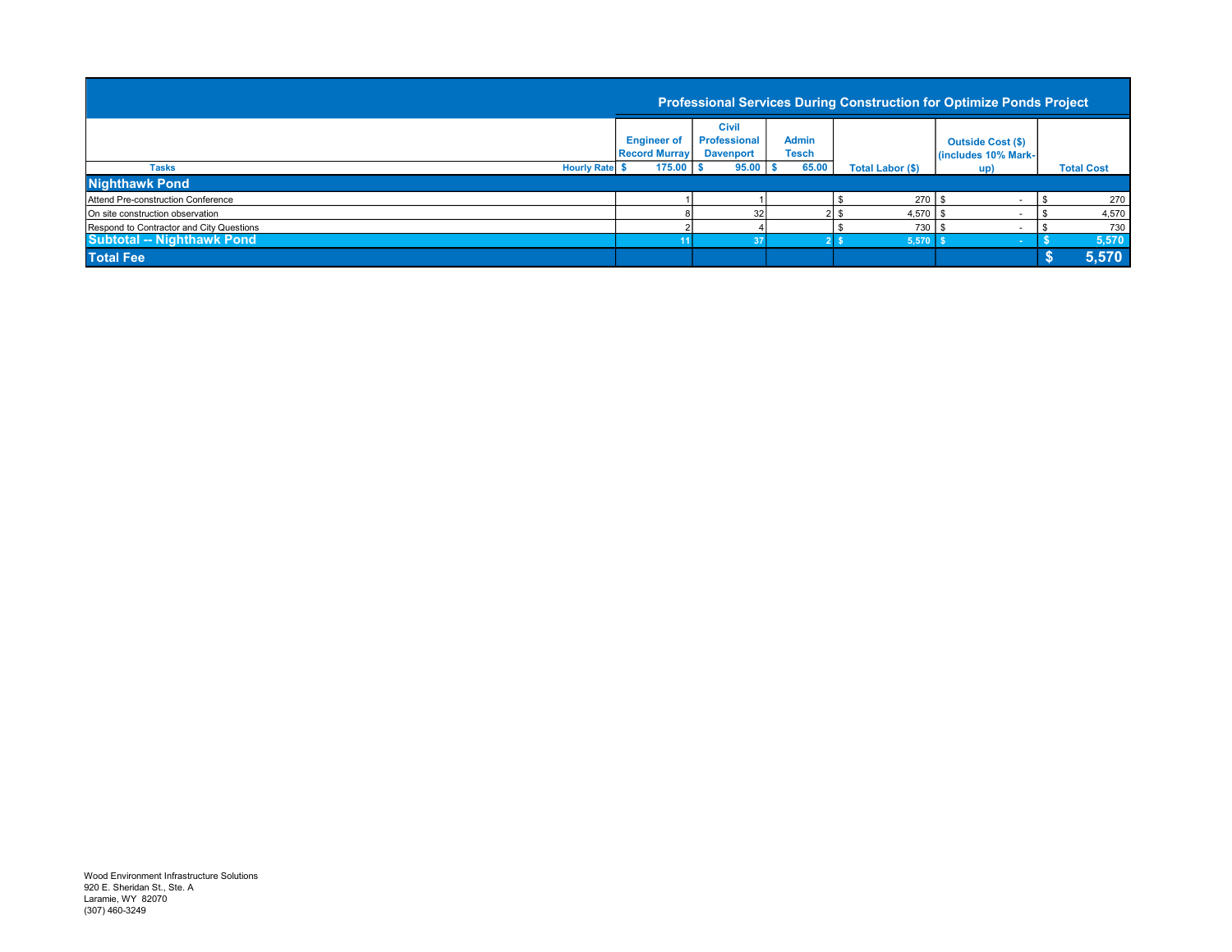| Tasks | Engineer of Record Murray | Civil Professional Davenport | Admin Tesch | Total Labor ($) | Outside Cost ($) (includes 10% Mark-up) | Total Cost |
|---|---|---|---|---|---|---|
| | | | | | | |
| **Professional Services During Construction for Optimize Ponds Project** | | | | | | |
| Hourly Rate | $ 175.00 | $ 95.00 | $ 65.00 | | | |
| **Nighthawk Pond** | | | | | | |
| Attend Pre-construction Conference | 1 | 1 | | $ 270 | $ - | $ 270 |
| On site construction observation | 8 | 32 | 2 | $ 4,570 | $ - | $ 4,570 |
| Respond to Contractor and City Questions | 2 | 4 | | $ 730 | $ - | $ 730 |
| **Subtotal -- Nighthawk Pond** | **11** | **37** | **2** | **$ 5,570** | **$ -** | **$ 5,570** |
| **Total Fee** | | | | | | **$ 5,570** |

Wood Environment Infrastructure Solutions
920 E. Sheridan St., Ste. A
Laramie, WY 82070
(307) 460-3249